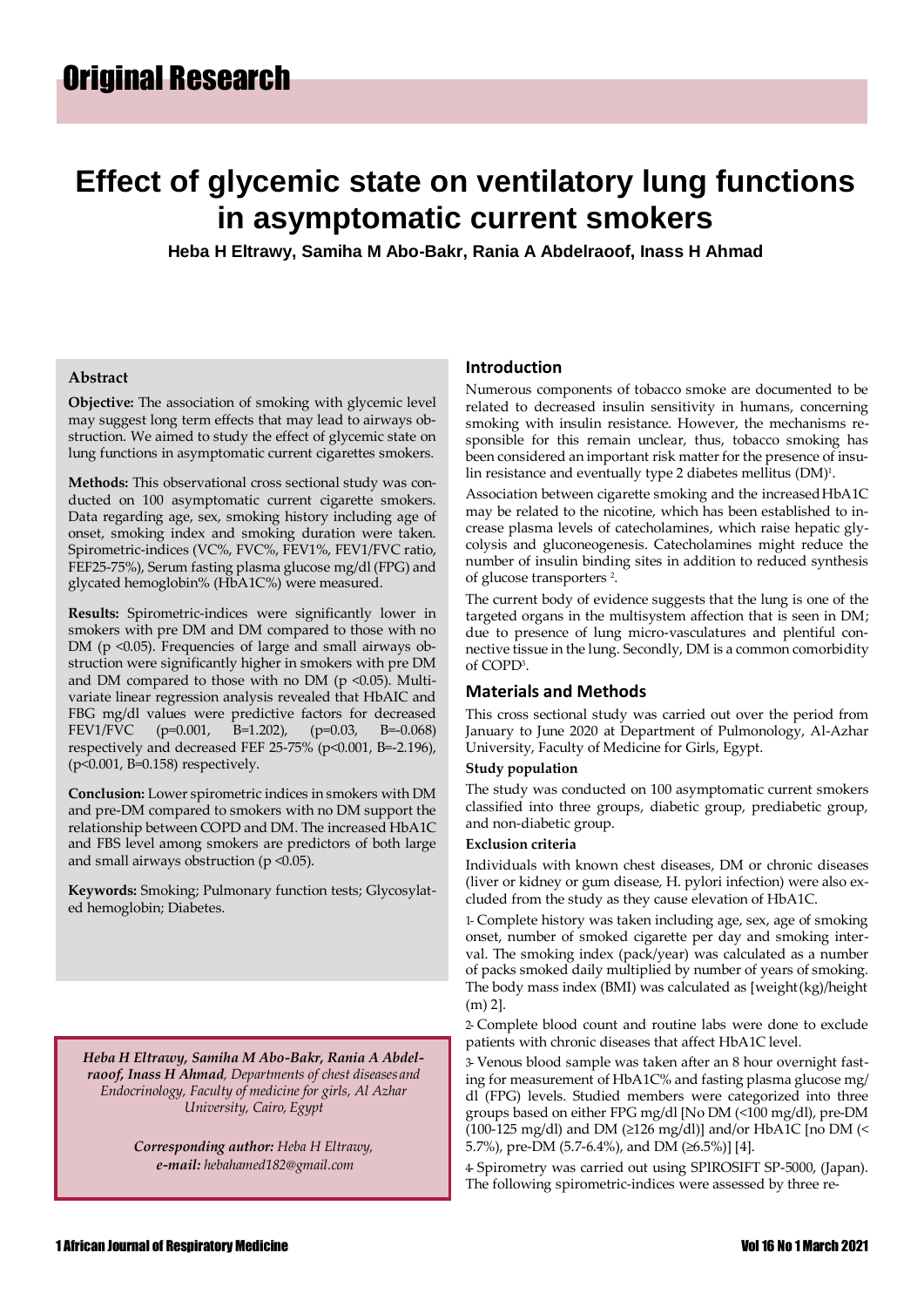Original Research

# Effect of glycemic state on ventilatory lung functions in asymptomatic current smokers

**Heba H Eltrawy, Samiha M Abo-Bakr, Rania A Abdelraoof, Inass H Ahmad**

## Abstract

**Objective:** The association of smoking with glycemic level may suggest long term effects that may lead to airways obstruction. We aimed to study the effect of glycemic state on lung functions in asymptomatic current cigarettes smokers.

**Methods:** This observational cross sectional study was conducted on 100 asymptomatic current cigarette smokers. Data regarding age, sex, smoking history including age of onset, smoking index and smoking duration were taken. Spirometric-indices (VC%, FVC%, FEV1%, FEV1/FVC ratio, FEF25-75%), Serum fasting plasma glucose mg/dl (FPG) and glycated hemoglobin% (HbA1C%) were measured.

**Results:** Spirometric-indices were significantly lower in smokers with pre DM and DM compared to those with no DM ($p < 0.05$). Frequencies of large and small airways obstruction were significantly higher in smokers with pre DM and DM compared to those with no DM ($p < 0.05$). Multivariate linear regression analysis revealed that HbAIC and FBG mg/dl values were predictive factors for decreased FEV1/FVC ($p=0.001$, $B=1.202$), ($p=0.03$, $B=-0.068$) respectively and decreased FEF 25-75% ($p<0.001$, $B=-2.196$), ($p<0.001$, $B=0.158$) respectively.

**Conclusion:** Lower spirometric indices in smokers with DM and pre-DM compared to smokers with no DM support the relationship between COPD and DM. The increased HbA1C and FBS level among smokers are predictors of both large and small airways obstruction ($p < 0.05$).

**Keywords:** Smoking; Pulmonary function tests; Glycosylated hemoglobin; Diabetes.

***Heba H Eltrawy, Samiha M Abo-Bakr, Rania A Abdelraoof, Inass H Ahmad**, Departments of chest diseases and Endocrinology, Faculty of medicine for girls, Al Azhar University, Cairo, Egypt*

***Corresponding author:** Heba H Eltrawy, e-mail: hebahamed182@gmail.com*

## Introduction

Numerous components of tobacco smoke are documented to be related to decreased insulin sensitivity in humans, concerning smoking with insulin resistance. However, the mechanisms responsible for this remain unclear, thus, tobacco smoking has been considered an important risk matter for the presence of insulin resistance and eventually type 2 diabetes mellitus (DM)[1].

Association between cigarette smoking and the increased HbA1C may be related to the nicotine, which has been established to increase plasma levels of catecholamines, which raise hepatic glycolysis and gluconeogenesis. Catecholamines might reduce the number of insulin binding sites in addition to reduced synthesis of glucose transporters [2].

The current body of evidence suggests that the lung is one of the targeted organs in the multisystem affection that is seen in DM; due to presence of lung micro-vasculatures and plentiful connective tissue in the lung. Secondly, DM is a common comorbidity of COPD[3].

## Materials and Methods

This cross sectional study was carried out over the period from January to June 2020 at Department of Pulmonology, Al-Azhar University, Faculty of Medicine for Girls, Egypt.

### Study population

The study was conducted on 100 asymptomatic current smokers classified into three groups, diabetic group, prediabetic group, and non-diabetic group.

### Exclusion criteria

Individuals with known chest diseases, DM or chronic diseases (liver or kidney or gum disease, H. pylori infection) were also excluded from the study as they cause elevation of HbA1C.

1- Complete history was taken including age, sex, age of smoking onset, number of smoked cigarette per day and smoking interval. The smoking index (pack/year) was calculated as a number of packs smoked daily multiplied by number of years of smoking. The body mass index (BMI) was calculated as [weight(kg)/height (m) 2].

2- Complete blood count and routine labs were done to exclude patients with chronic diseases that affect HbA1C level.

3- Venous blood sample was taken after an 8 hour overnight fasting for measurement of HbA1C% and fasting plasma glucose mg/dl (FPG) levels. Studied members were categorized into three groups based on either FPG mg/dl [No DM (<100 mg/dl), pre-DM (100-125 mg/dl) and DM (≥126 mg/dl)] and/or HbA1C [no DM (< 5.7%), pre-DM (5.7-6.4%), and DM (≥6.5%)] [4].

4- Spirometry was carried out using SPIROSIFT SP-5000, (Japan). The following spirometric-indices were assessed by three re-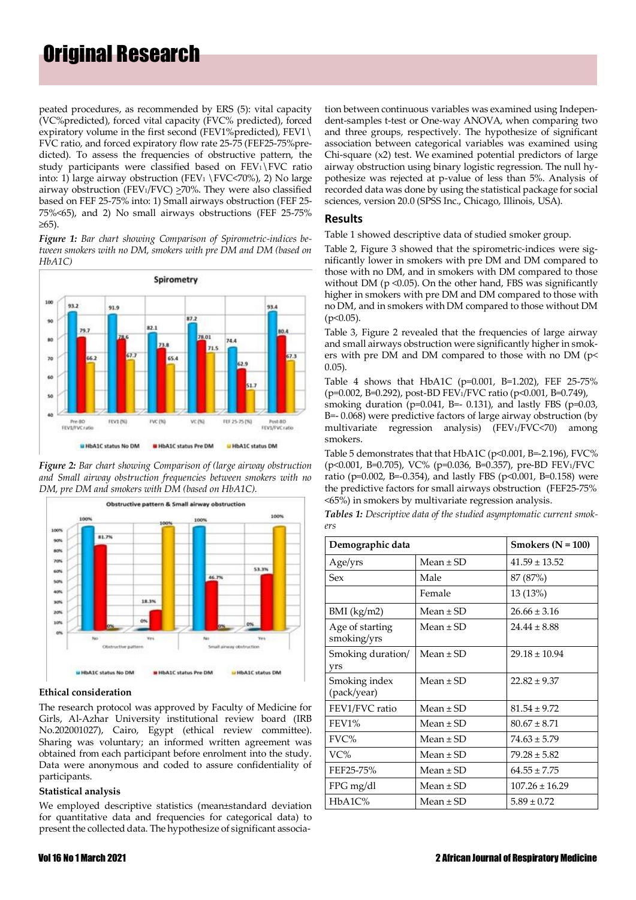peated procedures, as recommended by ERS (5): vital capacity (VC%predicted), forced vital capacity (FVC% predicted), forced expiratory volume in the first second (FEV1%predicted), FEV1 \ FVC ratio, and forced expiratory flow rate 25-75 (FEF25-75%predicted). To assess the frequencies of obstructive pattern, the study participants were classified based on $FEV_1$\FVC ratio into: 1) large airway obstruction ($FEV_1$ \FVC<70%), 2) No large airway obstruction ($FEV_1$/FVC) ≥70%. They were also classified based on FEF 25-75% into: 1) Small airways obstruction (FEF 25-75%<65), and 2) No small airways obstructions (FEF 25-75% ≥65).

***Figure 1:*** *Bar chart showing Comparison of Spirometric-indices between smokers with no DM, smokers with pre DM and DM (based on HbA1C)*

***Figure 2:*** *Bar chart showing Comparison of (large airway obstruction and Small airway obstruction frequencies between smokers with no DM, pre DM and smokers with DM (based on HbA1C).*

### Ethical consideration

The research protocol was approved by Faculty of Medicine for Girls, Al-Azhar University institutional review board (IRB No.202001027), Cairo, Egypt (ethical review committee). Sharing was voluntary; an informed written agreement was obtained from each participant before enrolment into the study. Data were anonymous and coded to assure confidentiality of participants.

### Statistical analysis

We employed descriptive statistics (mean±standard deviation for quantitative data and frequencies for categorical data) to present the collected data. The hypothesize of significant association between continuous variables was examined using Independent-samples t-test or One-way ANOVA, when comparing two and three groups, respectively. The hypothesize of significant association between categorical variables was examined using Chi-square ($x^2$) test. We examined potential predictors of large airway obstruction using binary logistic regression. The null hypothesize was rejected at p-value of less than 5%. Analysis of recorded data was done by using the statistical package for social sciences, version 20.0 (SPSS Inc., Chicago, Illinois, USA).

## Results

Table 1 showed descriptive data of studied smoker group.

Table 2, Figure 3 showed that the spirometric-indices were significantly lower in smokers with pre DM and DM compared to those with no DM, and in smokers with DM compared to those without DM ($p < 0.05$). On the other hand, FBS was significantly higher in smokers with pre DM and DM compared to those with no DM, and in smokers with DM compared to those without DM ($p<0.05$).

Table 3, Figure 2 revealed that the frequencies of large airway and small airways obstruction were significantly higher in smokers with pre DM and DM compared to those with no DM ($p< 0.05$).

Table 4 shows that HbA1C (p=0.001, B=1.202), FEF 25-75% (p=0.002, B=0.292), post-BD $FEV_1$/FVC ratio (p<0.001, B=0.749), smoking duration (p=0.041, B=- 0.131), and lastly FBS (p=0.03, B=- 0.068) were predictive factors of large airway obstruction (by multivariate regression analysis) ($FEV_1$/FVC<70) among smokers.

Table 5 demonstrates that that HbA1C (p<0.001, B=-2.196), FVC% (p<0.001, B=0.705), VC% (p=0.036, B=0.357), pre-BD $FEV_1$/FVC ratio (p=0.002, B=-0.354), and lastly FBS (p<0.001, B=0.158) were the predictive factors for small airways obstruction (FEF25-75% <65%) in smokers by multivariate regression analysis.

***Tables 1:*** *Descriptive data of the studied asymptomatic current smokers*

| Demographic data | | Smokers (N = 100) |
|---|---|---|
| Age/yrs | Mean ± SD | 41.59 ± 13.52 |
| Sex | Male | 87 (87%) |
| | Female | 13 (13%) |
| BMI (kg/m2) | Mean ± SD | 26.66 ± 3.16 |
| Age of starting smoking/yrs | Mean ± SD | 24.44 ± 8.88 |
| Smoking duration/ yrs | Mean ± SD | 29.18 ± 10.94 |
| Smoking index (pack/year) | Mean ± SD | 22.82 ± 9.37 |
| FEV1/FVC ratio | Mean ± SD | 81.54 ± 9.72 |
| FEV1% | Mean ± SD | 80.67 ± 8.71 |
| FVC% | Mean ± SD | 74.63 ± 5.79 |
| VC% | Mean ± SD | 79.28 ± 5.82 |
| FEF25-75% | Mean ± SD | 64.55 ± 7.75 |
| FPG mg/dl | Mean ± SD | 107.26 ± 16.29 |
| HbA1C% | Mean ± SD | 5.89 ± 0.72 |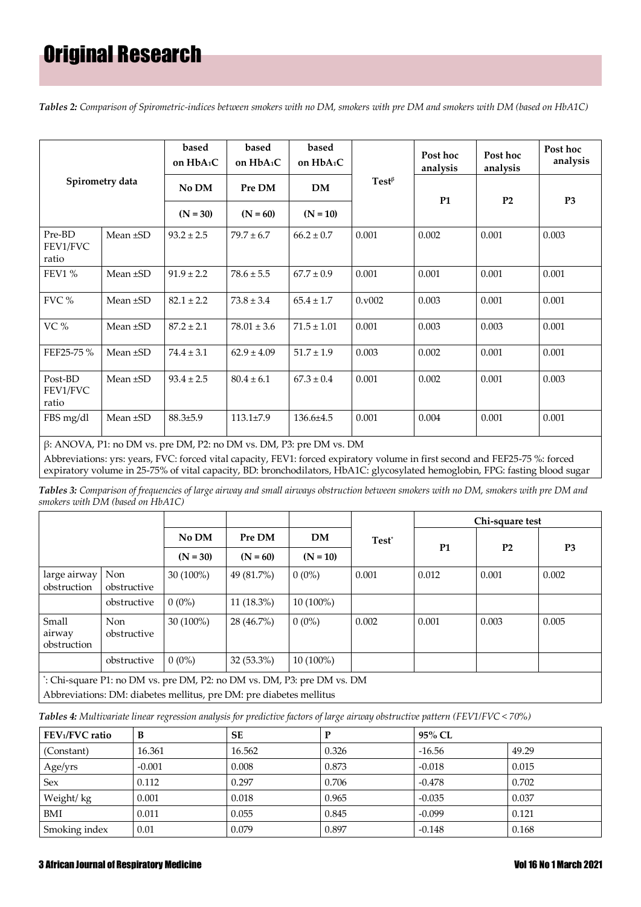*Tables 2: Comparison of Spirometric-indices between smokers with no DM, smokers with pre DM and smokers with DM (based on HbA1C)*

| Spirometry data | | based on $HbA_1C$ | based on $HbA_1C$ | based on $HbA_1C$ | $Test^{\beta}$ | Post hoc analysis | Post hoc analysis | Post hoc analysis |
|---|---|---|---|---|---|---|---|---|
| | | No DM | Pre DM | DM | | P1 | P2 | P3 |
| | | (N = 30) | (N = 60) | (N = 10) | | | | |
| Pre-BD FEV1/FVC ratio | Mean ±SD | 93.2 ± 2.5 | 79.7 ± 6.7 | 66.2 ± 0.7 | 0.001 | 0.002 | 0.001 | 0.003 |
| FEV1 % | Mean ±SD | 91.9 ± 2.2 | 78.6 ± 5.5 | 67.7 ± 0.9 | 0.001 | 0.001 | 0.001 | 0.001 |
| FVC % | Mean ±SD | 82.1 ± 2.2 | 73.8 ± 3.4 | 65.4 ± 1.7 | 0.v002 | 0.003 | 0.001 | 0.001 |
| VC % | Mean ±SD | 87.2 ± 2.1 | 78.01 ± 3.6 | 71.5 ± 1.01 | 0.001 | 0.003 | 0.003 | 0.001 |
| FEF25-75 % | Mean ±SD | 74.4 ± 3.1 | 62.9 ± 4.09 | 51.7 ± 1.9 | 0.003 | 0.002 | 0.001 | 0.001 |
| Post-BD FEV1/FVC ratio | Mean ±SD | 93.4 ± 2.5 | 80.4 ± 6.1 | 67.3 ± 0.4 | 0.001 | 0.002 | 0.001 | 0.003 |
| FBS mg/dl | Mean ±SD | 88.3±5.9 | 113.1±7.9 | 136.6±4.5 | 0.001 | 0.004 | 0.001 | 0.001 |

β: ANOVA, P1: no DM vs. pre DM, P2: no DM vs. DM, P3: pre DM vs. DM

Abbreviations: yrs: years, FVC: forced vital capacity, FEV1: forced expiratory volume in first second and FEF25-75 %: forced expiratory volume in 25-75% of vital capacity, BD: bronchodilators, HbA1C: glycosylated hemoglobin, FPG: fasting blood sugar

*Tables 3: Comparison of frequencies of large airway and small airways obstruction between smokers with no DM, smokers with pre DM and smokers with DM (based on HbA1C)*

| | | No DM | Pre DM | DM | $Test^{*}$ | Chi-square test | | |
|---|---|---|---|---|---|---|---|---|
| | | (N = 30) | (N = 60) | (N = 10) | | P1 | P2 | P3 |
| large airway obstruction | Non obstructive | 30 (100%) | 49 (81.7%) | 0 (0%) | 0.001 | 0.012 | 0.001 | 0.002 |
| | obstructive | 0 (0%) | 11 (18.3%) | 10 (100%) | | | | |
| Small airway obstruction | Non obstructive | 30 (100%) | 28 (46.7%) | 0 (0%) | 0.002 | 0.001 | 0.003 | 0.005 |
| | obstructive | 0 (0%) | 32 (53.3%) | 10 (100%) | | | | |

*: Chi-square P1: no DM vs. pre DM, P2: no DM vs. DM, P3: pre DM vs. DM

Abbreviations: DM: diabetes mellitus, pre DM: pre diabetes mellitus

*Tables 4: Multivariate linear regression analysis for predictive factors of large airway obstructive pattern (FEV1/FVC < 70%)*

| $FEV_1$/FVC ratio | B | SE | P | 95% CL | |
|---|---|---|---|---|---|
| (Constant) | 16.361 | 16.562 | 0.326 | -16.56 | 49.29 |
| Age/yrs | -0.001 | 0.008 | 0.873 | -0.018 | 0.015 |
| Sex | 0.112 | 0.297 | 0.706 | -0.478 | 0.702 |
| Weight/ kg | 0.001 | 0.018 | 0.965 | -0.035 | 0.037 |
| BMI | 0.011 | 0.055 | 0.845 | -0.099 | 0.121 |
| Smoking index | 0.01 | 0.079 | 0.897 | -0.148 | 0.168 |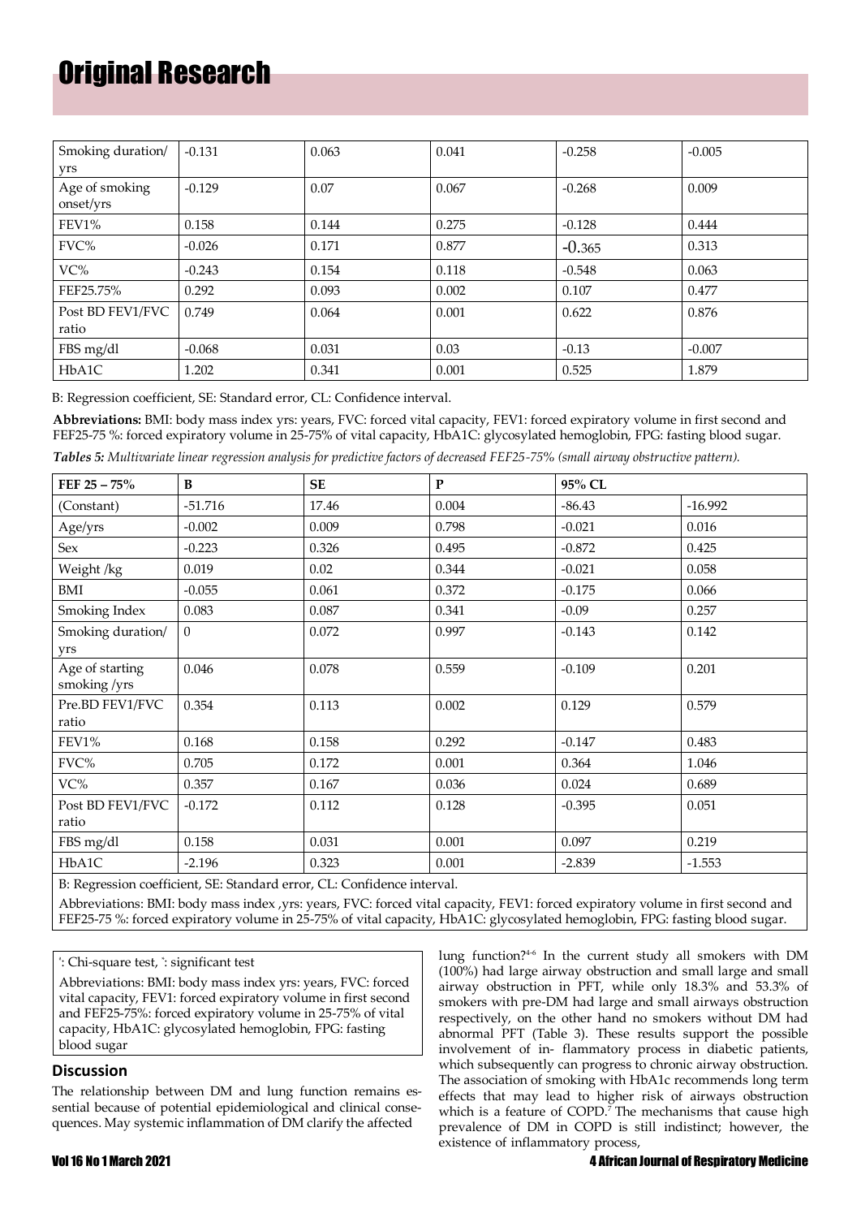| Smoking duration/ yrs | -0.131 | 0.063 | 0.041 | -0.258 | -0.005 |
|---|---|---|---|---|---|
| Age of smoking onset/yrs | -0.129 | 0.07 | 0.067 | -0.268 | 0.009 |
| FEV1% | 0.158 | 0.144 | 0.275 | -0.128 | 0.444 |
| FVC% | -0.026 | 0.171 | 0.877 | -0.365 | 0.313 |
| VC% | -0.243 | 0.154 | 0.118 | -0.548 | 0.063 |
| FEF25.75% | 0.292 | 0.093 | 0.002 | 0.107 | 0.477 |
| Post BD FEV1/FVC ratio | 0.749 | 0.064 | 0.001 | 0.622 | 0.876 |
| FBS mg/dl | -0.068 | 0.031 | 0.03 | -0.13 | -0.007 |
| HbA1C | 1.202 | 0.341 | 0.001 | 0.525 | 1.879 |

B: Regression coefficient, SE: Standard error, CL: Confidence interval.

**Abbreviations:** BMI: body mass index yrs: years, FVC: forced vital capacity, FEV1: forced expiratory volume in first second and FEF25-75 %: forced expiratory volume in 25-75% of vital capacity, HbA1C: glycosylated hemoglobin, FPG: fasting blood sugar.

***Tables 5:*** *Multivariate linear regression analysis for predictive factors of decreased FEF25-75% (small airway obstructive pattern).*

| FEF 25 – 75% | B | SE | P | 95% CL | |
|---|---|---|---|---|---|
| (Constant) | -51.716 | 17.46 | 0.004 | -86.43 | -16.992 |
| Age/yrs | -0.002 | 0.009 | 0.798 | -0.021 | 0.016 |
| Sex | -0.223 | 0.326 | 0.495 | -0.872 | 0.425 |
| Weight /kg | 0.019 | 0.02 | 0.344 | -0.021 | 0.058 |
| BMI | -0.055 | 0.061 | 0.372 | -0.175 | 0.066 |
| Smoking Index | 0.083 | 0.087 | 0.341 | -0.09 | 0.257 |
| Smoking duration/ yrs | 0 | 0.072 | 0.997 | -0.143 | 0.142 |
| Age of starting smoking /yrs | 0.046 | 0.078 | 0.559 | -0.109 | 0.201 |
| Pre.BD FEV1/FVC ratio | 0.354 | 0.113 | 0.002 | 0.129 | 0.579 |
| FEV1% | 0.168 | 0.158 | 0.292 | -0.147 | 0.483 |
| FVC% | 0.705 | 0.172 | 0.001 | 0.364 | 1.046 |
| VC% | 0.357 | 0.167 | 0.036 | 0.024 | 0.689 |
| Post BD FEV1/FVC ratio | -0.172 | 0.112 | 0.128 | -0.395 | 0.051 |
| FBS mg/dl | 0.158 | 0.031 | 0.001 | 0.097 | 0.219 |
| HbA1C | -2.196 | 0.323 | 0.001 | -2.839 | -1.553 |

B: Regression coefficient, SE: Standard error, CL: Confidence interval.

Abbreviations: BMI: body mass index ,yrs: years, FVC: forced vital capacity, FEV1: forced expiratory volume in first second and FEF25-75 %: forced expiratory volume in 25-75% of vital capacity, HbA1C: glycosylated hemoglobin, FPG: fasting blood sugar.

*: Chi-square test, *: significant test

Abbreviations: BMI: body mass index yrs: years, FVC: forced vital capacity, FEV1: forced expiratory volume in first second and FEF25-75%: forced expiratory volume in 25-75% of vital capacity, HbA1C: glycosylated hemoglobin, FPG: fasting blood sugar

## Discussion

The relationship between DM and lung function remains essential because of potential epidemiological and clinical consequences. May systemic inflammation of DM clarify the affected lung function?[4-6] In the current study all smokers with DM (100%) had large airway obstruction and small large and small airway obstruction in PFT, while only 18.3% and 53.3% of smokers with pre-DM had large and small airways obstruction respectively, on the other hand no smokers without DM had abnormal PFT (Table 3). These results support the possible involvement of in- flammatory process in diabetic patients, which subsequently can progress to chronic airway obstruction. The association of smoking with HbA1c recommends long term effects that may lead to higher risk of airways obstruction which is a feature of COPD.[7] The mechanisms that cause high prevalence of DM in COPD is still indistinct; however, the existence of inflammatory process,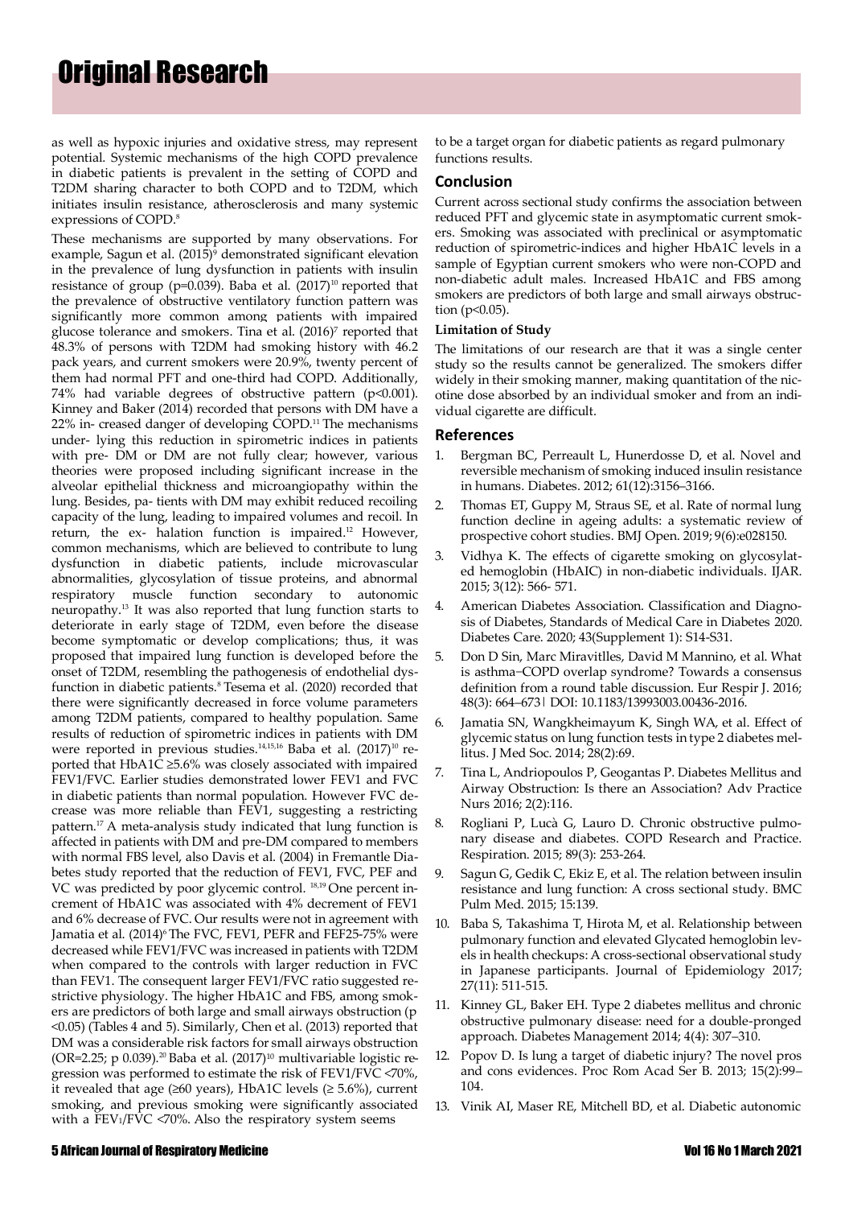as well as hypoxic injuries and oxidative stress, may represent potential. Systemic mechanisms of the high COPD prevalence in diabetic patients is prevalent in the setting of COPD and T2DM sharing character to both COPD and to T2DM, which initiates insulin resistance, atherosclerosis and many systemic expressions of COPD.[8]

These mechanisms are supported by many observations. For example, Sagun et al. (2015)[9] demonstrated significant elevation in the prevalence of lung dysfunction in patients with insulin resistance of group (p=0.039). Baba et al. (2017)[10] reported that the prevalence of obstructive ventilatory function pattern was significantly more common among patients with impaired glucose tolerance and smokers. Tina et al. (2016)[7] reported that 48.3% of persons with T2DM had smoking history with 46.2 pack years, and current smokers were 20.9%, twenty percent of them had normal PFT and one-third had COPD. Additionally, 74% had variable degrees of obstructive pattern (p<0.001). Kinney and Baker (2014) recorded that persons with DM have a 22% in- creased danger of developing COPD.[11] The mechanisms under- lying this reduction in spirometric indices in patients with pre- DM or DM are not fully clear; however, various theories were proposed including significant increase in the alveolar epithelial thickness and microangiopathy within the lung. Besides, pa- tients with DM may exhibit reduced recoiling capacity of the lung, leading to impaired volumes and recoil. In return, the ex- halation function is impaired.[12] However, common mechanisms, which are believed to contribute to lung dysfunction in diabetic patients, include microvascular abnormalities, glycosylation of tissue proteins, and abnormal respiratory muscle function secondary to autonomic neuropathy.[13] It was also reported that lung function starts to deteriorate in early stage of T2DM, even before the disease become symptomatic or develop complications; thus, it was proposed that impaired lung function is developed before the onset of T2DM, resembling the pathogenesis of endothelial dysfunction in diabetic patients.[8] Tesema et al. (2020) recorded that there were significantly decreased in force volume parameters among T2DM patients, compared to healthy population. Same results of reduction of spirometric indices in patients with DM were reported in previous studies.[14,15,16] Baba et al. (2017)[10] reported that HbA1C ≥5.6% was closely associated with impaired FEV1/FVC. Earlier studies demonstrated lower FEV1 and FVC in diabetic patients than normal population. However FVC decrease was more reliable than FEV1, suggesting a restricting pattern.[17] A meta-analysis study indicated that lung function is affected in patients with DM and pre-DM compared to members with normal FBS level, also Davis et al. (2004) in Fremantle Diabetes study reported that the reduction of FEV1, FVC, PEF and VC was predicted by poor glycemic control. [18,19] One percent increment of HbA1C was associated with 4% decrement of FEV1 and 6% decrease of FVC. Our results were not in agreement with Jamatia et al. (2014)[6] The FVC, FEV1, PEFR and FEF25-75% were decreased while FEV1/FVC was increased in patients with T2DM when compared to the controls with larger reduction in FVC than FEV1. The consequent larger FEV1/FVC ratio suggested restrictive physiology. The higher HbA1C and FBS, among smokers are predictors of both large and small airways obstruction (p <0.05) (Tables 4 and 5). Similarly, Chen et al. (2013) reported that DM was a considerable risk factors for small airways obstruction (OR=2.25; p 0.039).[20] Baba et al. (2017)[10] multivariable logistic regression was performed to estimate the risk of FEV1/FVC <70%, it revealed that age (≥60 years), HbA1C levels (≥ 5.6%), current smoking, and previous smoking were significantly associated with a $FEV_1/FVC$ <70%. Also the respiratory system seems to be a target organ for diabetic patients as regard pulmonary functions results.

## Conclusion

Current across sectional study confirms the association between reduced PFT and glycemic state in asymptomatic current smokers. Smoking was associated with preclinical or asymptomatic reduction of spirometric-indices and higher HbA1C levels in a sample of Egyptian current smokers who were non-COPD and non-diabetic adult males. Increased HbA1C and FBS among smokers are predictors of both large and small airways obstruction (p<0.05).

### Limitation of Study

The limitations of our research are that it was a single center study so the results cannot be generalized. The smokers differ widely in their smoking manner, making quantitation of the nicotine dose absorbed by an individual smoker and from an individual cigarette are difficult.

## References

1. Bergman BC, Perreault L, Hunerdosse D, et al. Novel and reversible mechanism of smoking induced insulin resistance in humans. Diabetes. 2012; 61(12):3156–3166.
2. Thomas ET, Guppy M, Straus SE, et al. Rate of normal lung function decline in ageing adults: a systematic review of prospective cohort studies. BMJ Open. 2019; 9(6):e028150.
3. Vidhya K. The effects of cigarette smoking on glycosylated hemoglobin (HbAIC) in non-diabetic individuals. IJAR. 2015; 3(12): 566- 571.
4. American Diabetes Association. Classification and Diagnosis of Diabetes, Standards of Medical Care in Diabetes 2020. Diabetes Care. 2020; 43(Supplement 1): S14-S31.
5. Don D Sin, Marc Miravitlles, David M Mannino, et al. What is asthma−COPD overlap syndrome? Towards a consensus definition from a round table discussion. Eur Respir J. 2016; 48(3): 664–673| DOI: 10.1183/13993003.00436-2016.
6. Jamatia SN, Wangkheimayum K, Singh WA, et al. Effect of glycemic status on lung function tests in type 2 diabetes mellitus. J Med Soc. 2014; 28(2):69.
7. Tina L, Andriopoulos P, Geogantas P. Diabetes Mellitus and Airway Obstruction: Is there an Association? Adv Practice Nurs 2016; 2(2):116.
8. Rogliani P, Lucà G, Lauro D. Chronic obstructive pulmonary disease and diabetes. COPD Research and Practice. Respiration. 2015; 89(3): 253-264.
9. Sagun G, Gedik C, Ekiz E, et al. The relation between insulin resistance and lung function: A cross sectional study. BMC Pulm Med. 2015; 15:139.
10. Baba S, Takashima T, Hirota M, et al. Relationship between pulmonary function and elevated Glycated hemoglobin levels in health checkups: A cross-sectional observational study in Japanese participants. Journal of Epidemiology 2017; 27(11): 511-515.
11. Kinney GL, Baker EH. Type 2 diabetes mellitus and chronic obstructive pulmonary disease: need for a double-pronged approach. Diabetes Management 2014; 4(4): 307–310.
12. Popov D. Is lung a target of diabetic injury? The novel pros and cons evidences. Proc Rom Acad Ser B. 2013; 15(2):99–104.
13. Vinik AI, Maser RE, Mitchell BD, et al. Diabetic autonomic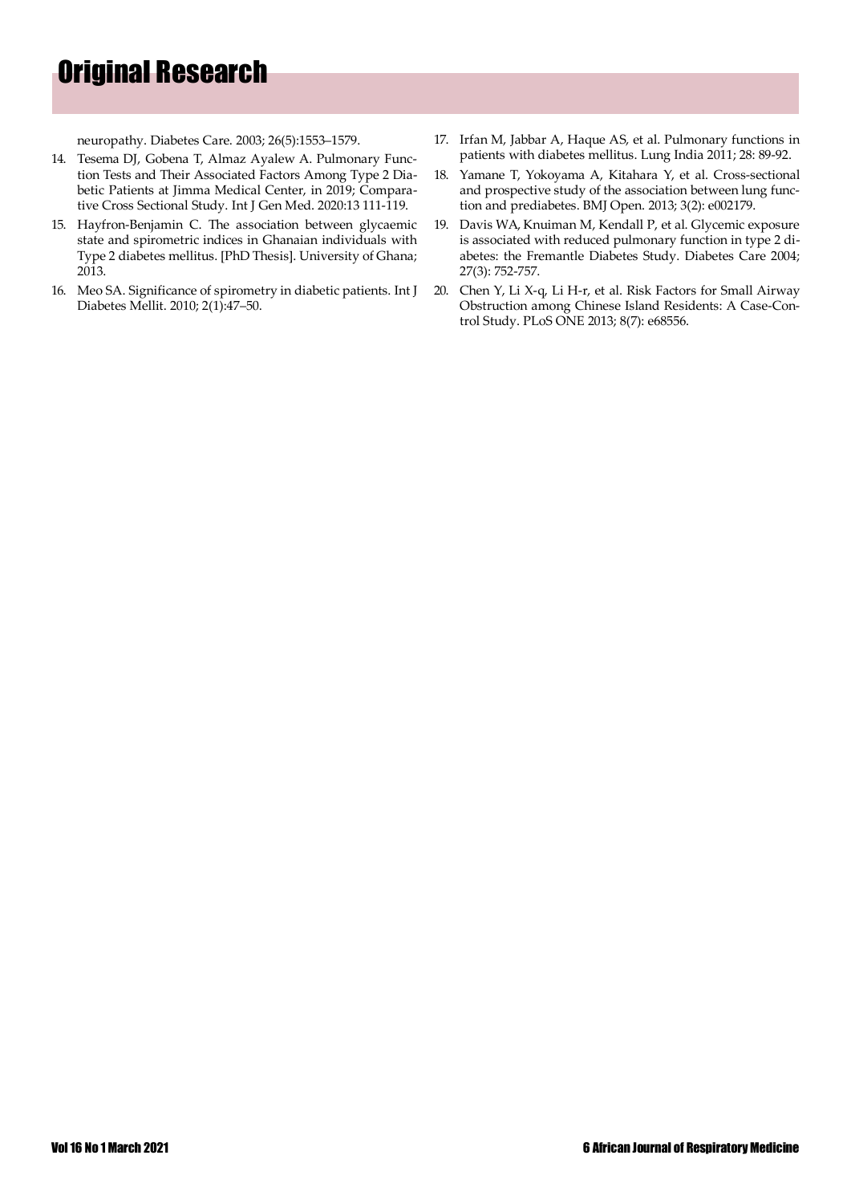neuropathy. Diabetes Care. 2003; 26(5):1553–1579.

14. Tesema DJ, Gobena T, Almaz Ayalew A. Pulmonary Function Tests and Their Associated Factors Among Type 2 Diabetic Patients at Jimma Medical Center, in 2019; Comparative Cross Sectional Study. Int J Gen Med. 2020:13 111-119.
15. Hayfron-Benjamin C. The association between glycaemic state and spirometric indices in Ghanaian individuals with Type 2 diabetes mellitus. [PhD Thesis]. University of Ghana; 2013.
16. Meo SA. Significance of spirometry in diabetic patients. Int J Diabetes Mellit. 2010; 2(1):47–50.
17. Irfan M, Jabbar A, Haque AS, et al. Pulmonary functions in patients with diabetes mellitus. Lung India 2011; 28: 89-92.
18. Yamane T, Yokoyama A, Kitahara Y, et al. Cross-sectional and prospective study of the association between lung function and prediabetes. BMJ Open. 2013; 3(2): e002179.
19. Davis WA, Knuiman M, Kendall P, et al. Glycemic exposure is associated with reduced pulmonary function in type 2 diabetes: the Fremantle Diabetes Study. Diabetes Care 2004; 27(3): 752-757.
20. Chen Y, Li X-q, Li H-r, et al. Risk Factors for Small Airway Obstruction among Chinese Island Residents: A Case-Control Study. PLoS ONE 2013; 8(7): e68556.